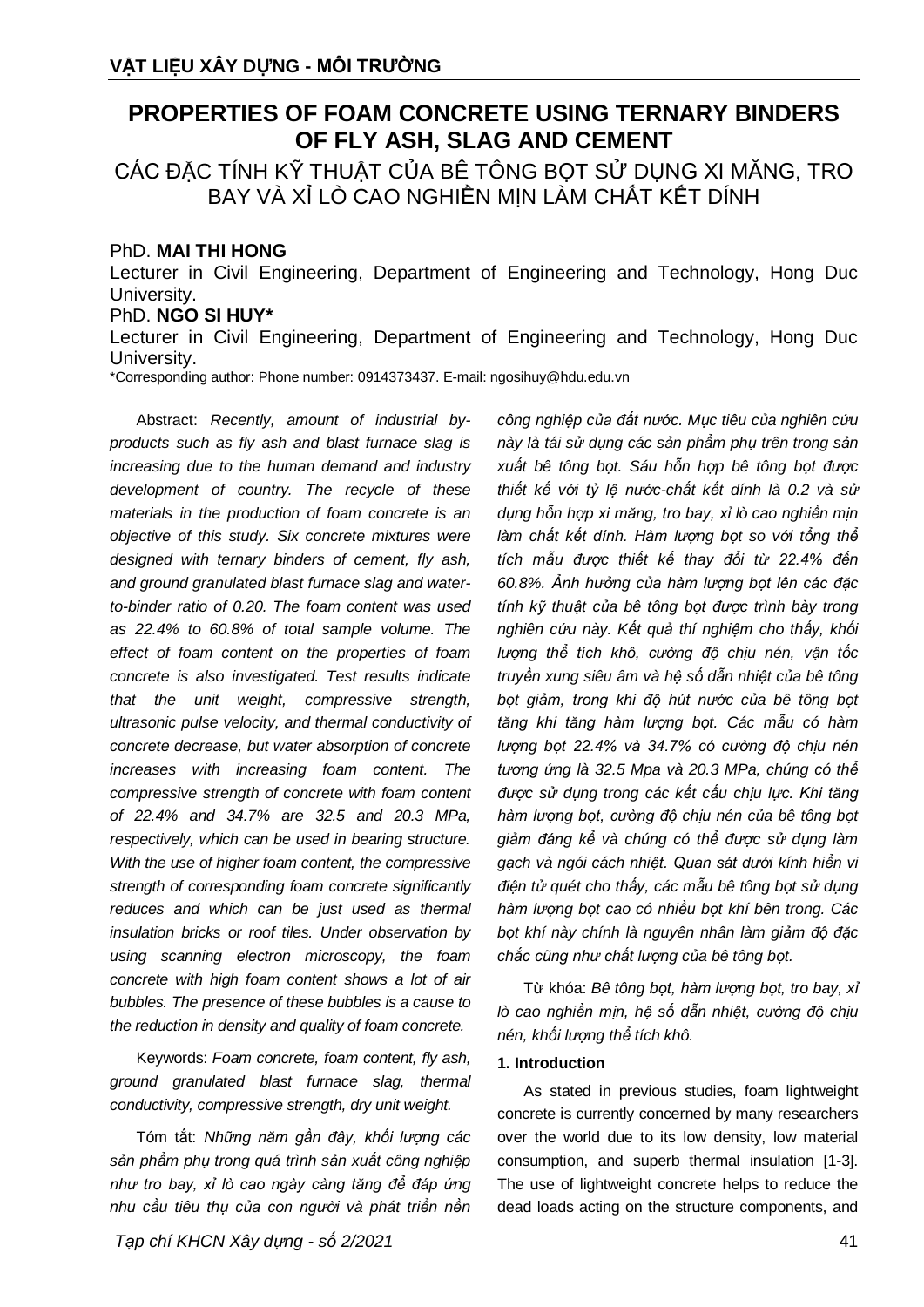VẬT LIỆU XÂY DỰNG - MÔI TRƯỜNG

# PROPERTIES OF FOAM CONCRETE USING TERNARY BINDERS OF FLY ASH, SLAG AND CEMENT

## CÁC ĐẶC TÍNH KỸ THUẬT CỦA BÊ TÔNG BỌT SỬ DỤNG XI MĂNG, TRO BAY VÀ XỈ LÒ CAO NGHIỀN MỊN LÀM CHẤT KẾT DÍNH

PhD. **MAI THI HONG**

Lecturer in Civil Engineering, Department of Engineering and Technology, Hong Duc University.

PhD. **NGO SI HUY***

Lecturer in Civil Engineering, Department of Engineering and Technology, Hong Duc University.

*Corresponding author: Phone number: 0914373437. E-mail: ngosihuy@hdu.edu.vn

Abstract: *Recently, amount of industrial by-products such as fly ash and blast furnace slag is increasing due to the human demand and industry development of country. The recycle of these materials in the production of foam concrete is an objective of this study. Six concrete mixtures were designed with ternary binders of cement, fly ash, and ground granulated blast furnace slag and water-to-binder ratio of 0.20. The foam content was used as 22.4% to 60.8% of total sample volume. The effect of foam content on the properties of foam concrete is also investigated. Test results indicate that the unit weight, compressive strength, ultrasonic pulse velocity, and thermal conductivity of concrete decrease, but water absorption of concrete increases with increasing foam content. The compressive strength of concrete with foam content of 22.4% and 34.7% are 32.5 and 20.3 MPa, respectively, which can be used in bearing structure. With the use of higher foam content, the compressive strength of corresponding foam concrete significantly reduces and which can be just used as thermal insulation bricks or roof tiles. Under observation by using scanning electron microscopy, the foam concrete with high foam content shows a lot of air bubbles. The presence of these bubbles is a cause to the reduction in density and quality of foam concrete.*

Keywords: *Foam concrete, foam content, fly ash, ground granulated blast furnace slag, thermal conductivity, compressive strength, dry unit weight.*

Tóm tắt: *Những năm gần đây, khối lượng các sản phẩm phụ trong quá trình sản xuất công nghiệp như tro bay, xỉ lò cao ngày càng tăng để đáp ứng nhu cầu tiêu thụ của con người và phát triển nền công nghiệp của đất nước. Mục tiêu của nghiên cứu này là tái sử dụng các sản phẩm phụ trên trong sản xuất bê tông bọt. Sáu hỗn hợp bê tông bọt được thiết kế với tỷ lệ nước-chất kết dính là 0.2 và sử dụng hỗn hợp xi măng, tro bay, xỉ lò cao nghiền mịn làm chất kết dính. Hàm lượng bọt so với tổng thể tích mẫu được thiết kế thay đổi từ 22.4% đến 60.8%. Ảnh hưởng của hàm lượng bọt lên các đặc tính kỹ thuật của bê tông bọt được trình bày trong nghiên cứu này. Kết quả thí nghiệm cho thấy, khối lượng thể tích khô, cường độ chịu nén, vận tốc truyền xung siêu âm và hệ số dẫn nhiệt của bê tông bọt giảm, trong khi độ hút nước của bê tông bọt tăng khi tăng hàm lượng bọt. Các mẫu có hàm lượng bọt 22.4% và 34.7% có cường độ chịu nén tương ứng là 32.5 Mpa và 20.3 MPa, chúng có thể được sử dụng trong các kết cấu chịu lực. Khi tăng hàm lượng bọt, cường độ chịu nén của bê tông bọt giảm đáng kể và chúng có thể được sử dụng làm gạch và ngói cách nhiệt. Quan sát dưới kính hiển vi điện tử quét cho thấy, các mẫu bê tông bọt sử dụng hàm lượng bọt cao có nhiều bọt khí bên trong. Các bọt khí này chính là nguyên nhân làm giảm độ đặc chắc cũng như chất lượng của bê tông bọt.*

Từ khóa: *Bê tông bọt, hàm lượng bọt, tro bay, xỉ lò cao nghiền mịn, hệ số dẫn nhiệt, cường độ chịu nén, khối lượng thể tích khô.*

### 1. Introduction

As stated in previous studies, foam lightweight concrete is currently concerned by many researchers over the world due to its low density, low material consumption, and superb thermal insulation [1-3]. The use of lightweight concrete helps to reduce the dead loads acting on the structure components, and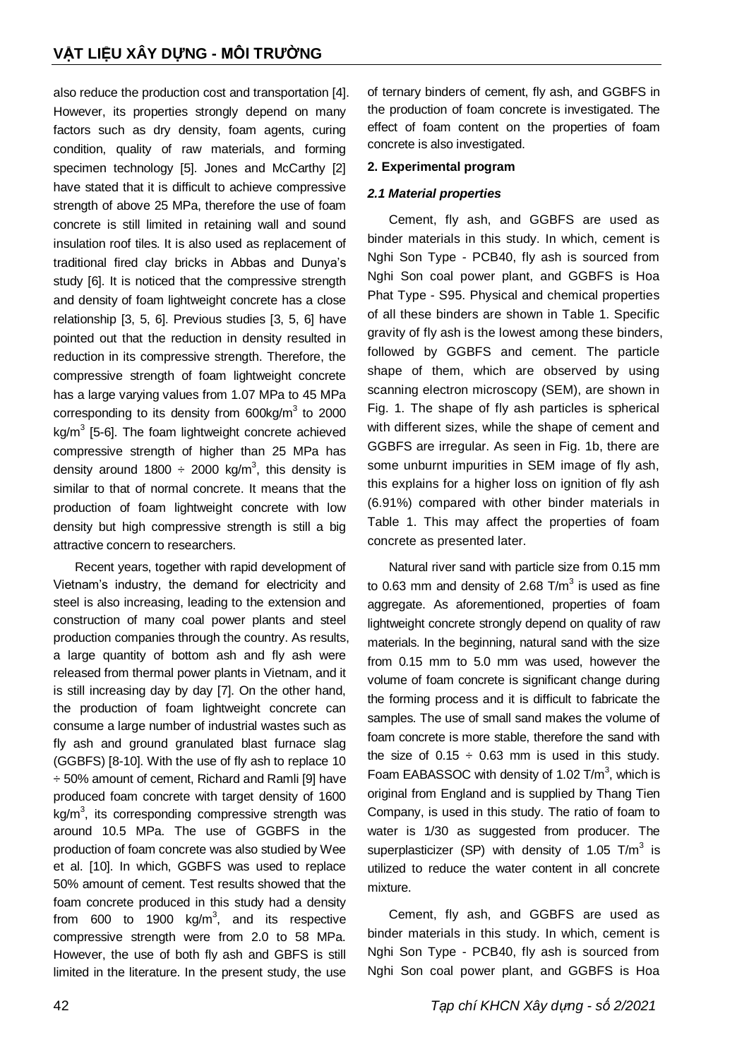also reduce the production cost and transportation [4]. However, its properties strongly depend on many factors such as dry density, foam agents, curing condition, quality of raw materials, and forming specimen technology [5]. Jones and McCarthy [2] have stated that it is difficult to achieve compressive strength of above 25 MPa, therefore the use of foam concrete is still limited in retaining wall and sound insulation roof tiles. It is also used as replacement of traditional fired clay bricks in Abbas and Dunya's study [6]. It is noticed that the compressive strength and density of foam lightweight concrete has a close relationship [3, 5, 6]. Previous studies [3, 5, 6] have pointed out that the reduction in density resulted in reduction in its compressive strength. Therefore, the compressive strength of foam lightweight concrete has a large varying values from 1.07 MPa to 45 MPa corresponding to its density from 600kg/m$^3$ to 2000 kg/m$^3$ [5-6]. The foam lightweight concrete achieved compressive strength of higher than 25 MPa has density around 1800 ÷ 2000 kg/m$^3$, this density is similar to that of normal concrete. It means that the production of foam lightweight concrete with low density but high compressive strength is still a big attractive concern to researchers.

Recent years, together with rapid development of Vietnam's industry, the demand for electricity and steel is also increasing, leading to the extension and construction of many coal power plants and steel production companies through the country. As results, a large quantity of bottom ash and fly ash were released from thermal power plants in Vietnam, and it is still increasing day by day [7]. On the other hand, the production of foam lightweight concrete can consume a large number of industrial wastes such as fly ash and ground granulated blast furnace slag (GGBFS) [8-10]. With the use of fly ash to replace 10 ÷ 50% amount of cement, Richard and Ramli [9] have produced foam concrete with target density of 1600 kg/m$^3$, its corresponding compressive strength was around 10.5 MPa. The use of GGBFS in the production of foam concrete was also studied by Wee et al. [10]. In which, GGBFS was used to replace 50% amount of cement. Test results showed that the foam concrete produced in this study had a density from 600 to 1900 kg/m$^3$, and its respective compressive strength were from 2.0 to 58 MPa. However, the use of both fly ash and GBFS is still limited in the literature. In the present study, the use of ternary binders of cement, fly ash, and GGBFS in the production of foam concrete is investigated. The effect of foam content on the properties of foam concrete is also investigated.

## 2. Experimental program

### *2.1 Material properties*

Cement, fly ash, and GGBFS are used as binder materials in this study. In which, cement is Nghi Son Type - PCB40, fly ash is sourced from Nghi Son coal power plant, and GGBFS is Hoa Phat Type - S95. Physical and chemical properties of all these binders are shown in Table 1. Specific gravity of fly ash is the lowest among these binders, followed by GGBFS and cement. The particle shape of them, which are observed by using scanning electron microscopy (SEM), are shown in Fig. 1. The shape of fly ash particles is spherical with different sizes, while the shape of cement and GGBFS are irregular. As seen in Fig. 1b, there are some unburnt impurities in SEM image of fly ash, this explains for a higher loss on ignition of fly ash (6.91%) compared with other binder materials in Table 1. This may affect the properties of foam concrete as presented later.

Natural river sand with particle size from 0.15 mm to 0.63 mm and density of 2.68 T/m$^3$ is used as fine aggregate. As aforementioned, properties of foam lightweight concrete strongly depend on quality of raw materials. In the beginning, natural sand with the size from 0.15 mm to 5.0 mm was used, however the volume of foam concrete is significant change during the forming process and it is difficult to fabricate the samples. The use of small sand makes the volume of foam concrete is more stable, therefore the sand with the size of 0.15 ÷ 0.63 mm is used in this study. Foam EABASSOC with density of 1.02 T/m$^3$, which is original from England and is supplied by Thang Tien Company, is used in this study. The ratio of foam to water is 1/30 as suggested from producer. The superplasticizer (SP) with density of 1.05 T/m$^3$ is utilized to reduce the water content in all concrete mixture.

Cement, fly ash, and GGBFS are used as binder materials in this study. In which, cement is Nghi Son Type - PCB40, fly ash is sourced from Nghi Son coal power plant, and GGBFS is Hoa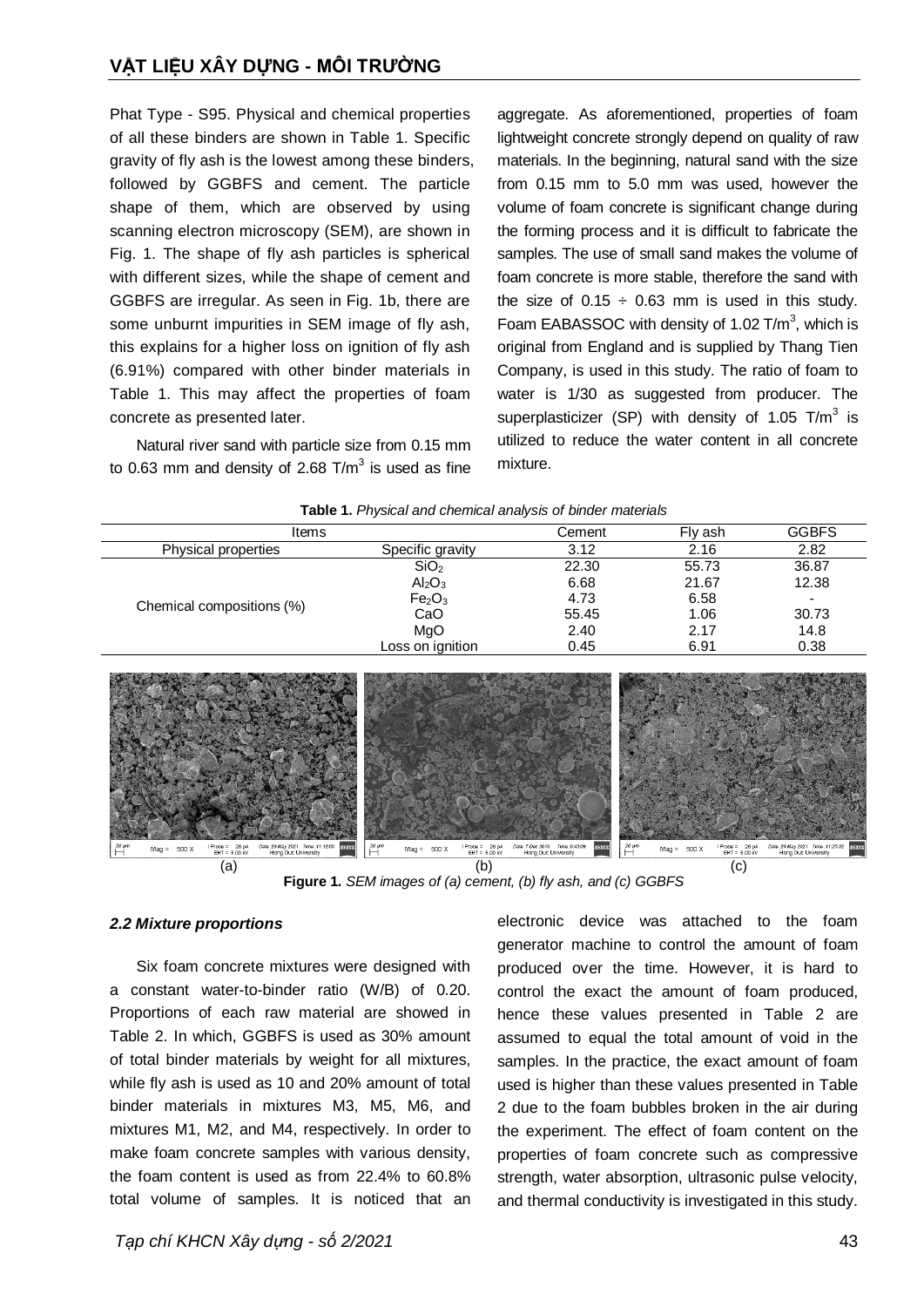Phat Type - S95. Physical and chemical properties of all these binders are shown in Table 1. Specific gravity of fly ash is the lowest among these binders, followed by GGBFS and cement. The particle shape of them, which are observed by using scanning electron microscopy (SEM), are shown in Fig. 1. The shape of fly ash particles is spherical with different sizes, while the shape of cement and GGBFS are irregular. As seen in Fig. 1b, there are some unburnt impurities in SEM image of fly ash, this explains for a higher loss on ignition of fly ash (6.91%) compared with other binder materials in Table 1. This may affect the properties of foam concrete as presented later.

Natural river sand with particle size from 0.15 mm to 0.63 mm and density of 2.68 T/m$^3$ is used as fine aggregate. As aforementioned, properties of foam lightweight concrete strongly depend on quality of raw materials. In the beginning, natural sand with the size from 0.15 mm to 5.0 mm was used, however the volume of foam concrete is significant change during the forming process and it is difficult to fabricate the samples. The use of small sand makes the volume of foam concrete is more stable, therefore the sand with the size of 0.15 ÷ 0.63 mm is used in this study. Foam EABASSOC with density of 1.02 T/m$^3$, which is original from England and is supplied by Thang Tien Company, is used in this study. The ratio of foam to water is 1/30 as suggested from producer. The superplasticizer (SP) with density of 1.05 T/m$^3$ is utilized to reduce the water content in all concrete mixture.

**Table 1.** *Physical and chemical analysis of binder materials*

| Items | | Cement | Fly ash | GGBFS |
|---|---|---|---|---|
| Physical properties | Specific gravity | 3.12 | 2.16 | 2.82 |
| Chemical compositions (%) | $SiO_2$ | 22.30 | 55.73 | 36.87 |
| | $Al_2O_3$ | 6.68 | 21.67 | 12.38 |
| | $Fe_2O_3$ | 4.73 | 6.58 | - |
| | CaO | 55.45 | 1.06 | 30.73 |
| | MgO | 2.40 | 2.17 | 14.8 |
| | Loss on ignition | 0.45 | 6.91 | 0.38 |

(a) (b) (c)

**Figure 1.** *SEM images of (a) cement, (b) fly ash, and (c) GGBFS*

### *2.2 Mixture proportions*

Six foam concrete mixtures were designed with a constant water-to-binder ratio (W/B) of 0.20. Proportions of each raw material are showed in Table 2. In which, GGBFS is used as 30% amount of total binder materials by weight for all mixtures, while fly ash is used as 10 and 20% amount of total binder materials in mixtures M3, M5, M6, and mixtures M1, M2, and M4, respectively. In order to make foam concrete samples with various density, the foam content is used as from 22.4% to 60.8% total volume of samples. It is noticed that an electronic device was attached to the foam generator machine to control the amount of foam produced over the time. However, it is hard to control the exact the amount of foam produced, hence these values presented in Table 2 are assumed to equal the total amount of void in the samples. In the practice, the exact amount of foam used is higher than these values presented in Table 2 due to the foam bubbles broken in the air during the experiment. The effect of foam content on the properties of foam concrete such as compressive strength, water absorption, ultrasonic pulse velocity, and thermal conductivity is investigated in this study.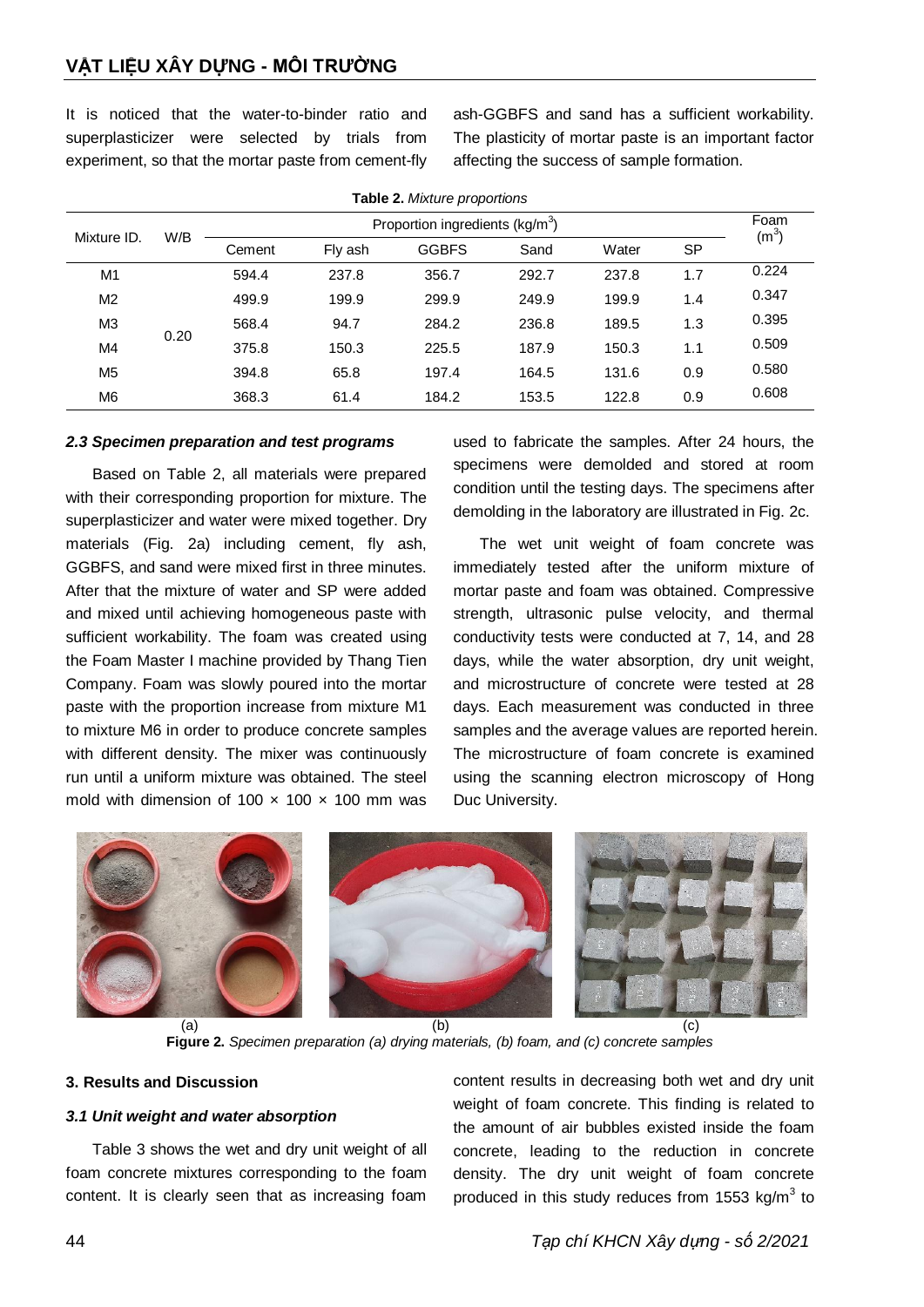It is noticed that the water-to-binder ratio and superplasticizer were selected by trials from experiment, so that the mortar paste from cement-fly ash-GGBFS and sand has a sufficient workability. The plasticity of mortar paste is an important factor affecting the success of sample formation.

**Table 2.** *Mixture proportions*

| Mixture ID. | W/B | Proportion ingredients (kg/m$^3$) | | | | | | Foam (m$^3$) |
|---|---|---|---|---|---|---|---|---|
| | | Cement | Fly ash | GGBFS | Sand | Water | SP | |
| M1 | 0.20 | 594.4 | 237.8 | 356.7 | 292.7 | 237.8 | 1.7 | 0.224 |
| M2 | | 499.9 | 199.9 | 299.9 | 249.9 | 199.9 | 1.4 | 0.347 |
| M3 | | 568.4 | 94.7 | 284.2 | 236.8 | 189.5 | 1.3 | 0.395 |
| M4 | | 375.8 | 150.3 | 225.5 | 187.9 | 150.3 | 1.1 | 0.509 |
| M5 | | 394.8 | 65.8 | 197.4 | 164.5 | 131.6 | 0.9 | 0.580 |
| M6 | | 368.3 | 61.4 | 184.2 | 153.5 | 122.8 | 0.9 | 0.608 |

### *2.3 Specimen preparation and test programs*

Based on Table 2, all materials were prepared with their corresponding proportion for mixture. The superplasticizer and water were mixed together. Dry materials (Fig. 2a) including cement, fly ash, GGBFS, and sand were mixed first in three minutes. After that the mixture of water and SP were added and mixed until achieving homogeneous paste with sufficient workability. The foam was created using the Foam Master I machine provided by Thang Tien Company. Foam was slowly poured into the mortar paste with the proportion increase from mixture M1 to mixture M6 in order to produce concrete samples with different density. The mixer was continuously run until a uniform mixture was obtained. The steel mold with dimension of 100 × 100 × 100 mm was used to fabricate the samples. After 24 hours, the specimens were demolded and stored at room condition until the testing days. The specimens after demolding in the laboratory are illustrated in Fig. 2c.

The wet unit weight of foam concrete was immediately tested after the uniform mixture of mortar paste and foam was obtained. Compressive strength, ultrasonic pulse velocity, and thermal conductivity tests were conducted at 7, 14, and 28 days, while the water absorption, dry unit weight, and microstructure of concrete were tested at 28 days. Each measurement was conducted in three samples and the average values are reported herein. The microstructure of foam concrete is examined using the scanning electron microscopy of Hong Duc University.

(a) (b) (c)

**Figure 2.** *Specimen preparation (a) drying materials, (b) foam, and (c) concrete samples*

## 3. Results and Discussion

### *3.1 Unit weight and water absorption*

Table 3 shows the wet and dry unit weight of all foam concrete mixtures corresponding to the foam content. It is clearly seen that as increasing foam content results in decreasing both wet and dry unit weight of foam concrete. This finding is related to the amount of air bubbles existed inside the foam concrete, leading to the reduction in concrete density. The dry unit weight of foam concrete produced in this study reduces from 1553 kg/m$^3$ to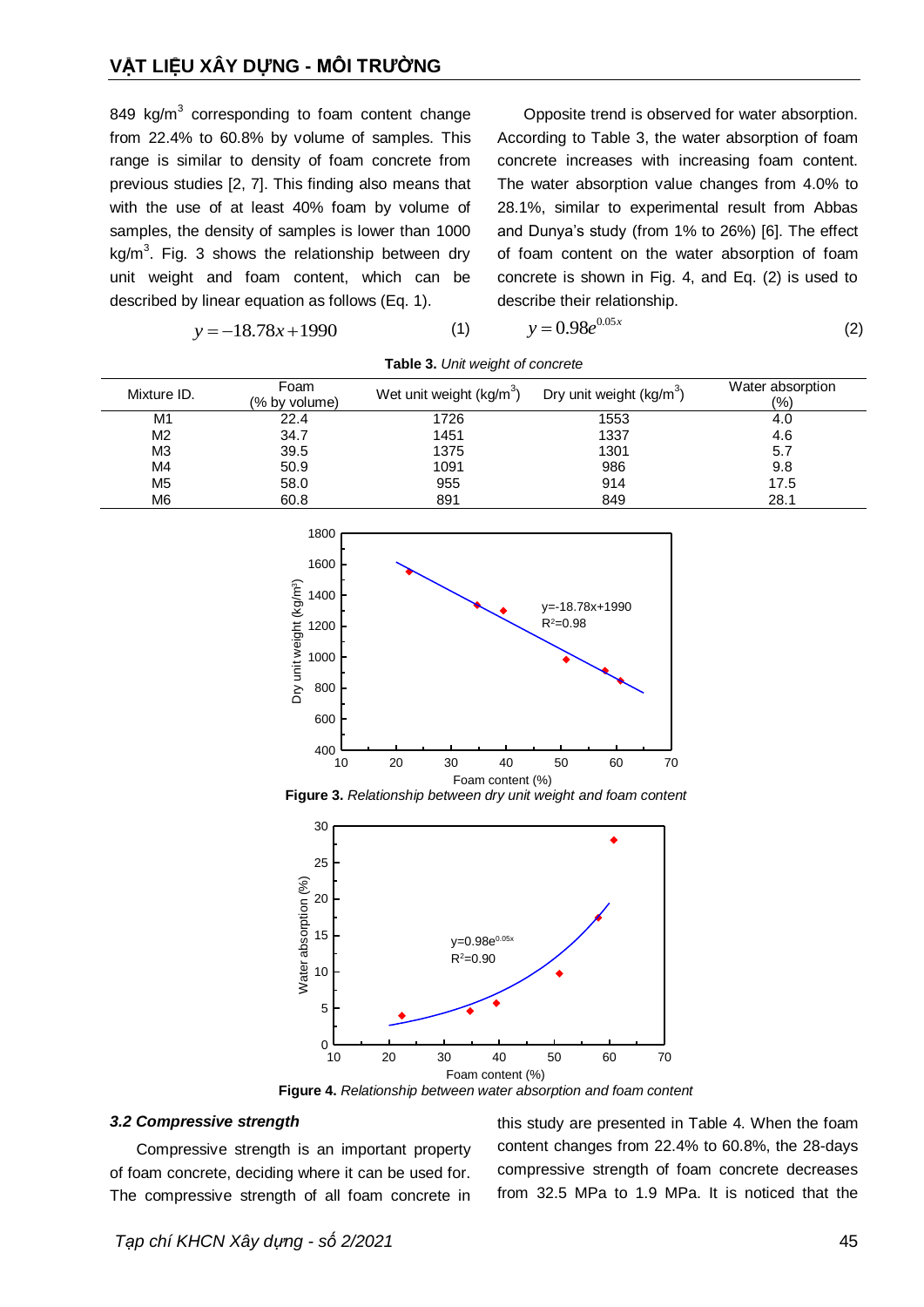849 kg/m$^3$ corresponding to foam content change from 22.4% to 60.8% by volume of samples. This range is similar to density of foam concrete from previous studies [2, 7]. This finding also means that with the use of at least 40% foam by volume of samples, the density of samples is lower than 1000 kg/m$^3$. Fig. 3 shows the relationship between dry unit weight and foam content, which can be described by linear equation as follows (Eq. 1).

$$y = -18.78x + 1990 \quad (1)$$

Opposite trend is observed for water absorption. According to Table 3, the water absorption of foam concrete increases with increasing foam content. The water absorption value changes from 4.0% to 28.1%, similar to experimental result from Abbas and Dunya's study (from 1% to 26%) [6]. The effect of foam content on the water absorption of foam concrete is shown in Fig. 4, and Eq. (2) is used to describe their relationship.

$$y = 0.98e^{0.05x} \quad (2)$$

**Table 3.** *Unit weight of concrete*

| Mixture ID. | Foam (% by volume) | Wet unit weight (kg/m$^3$) | Dry unit weight (kg/m$^3$) | Water absorption (%) |
|---|---|---|---|---|
| M1 | 22.4 | 1726 | 1553 | 4.0 |
| M2 | 34.7 | 1451 | 1337 | 4.6 |
| M3 | 39.5 | 1375 | 1301 | 5.7 |
| M4 | 50.9 | 1091 | 986 | 9.8 |
| M5 | 58.0 | 955 | 914 | 17.5 |
| M6 | 60.8 | 891 | 849 | 28.1 |

**Figure 3.** *Relationship between dry unit weight and foam content*

**Figure 4.** *Relationship between water absorption and foam content*

### *3.2 Compressive strength*

Compressive strength is an important property of foam concrete, deciding where it can be used for. The compressive strength of all foam concrete in this study are presented in Table 4. When the foam content changes from 22.4% to 60.8%, the 28-days compressive strength of foam concrete decreases from 32.5 MPa to 1.9 MPa. It is noticed that the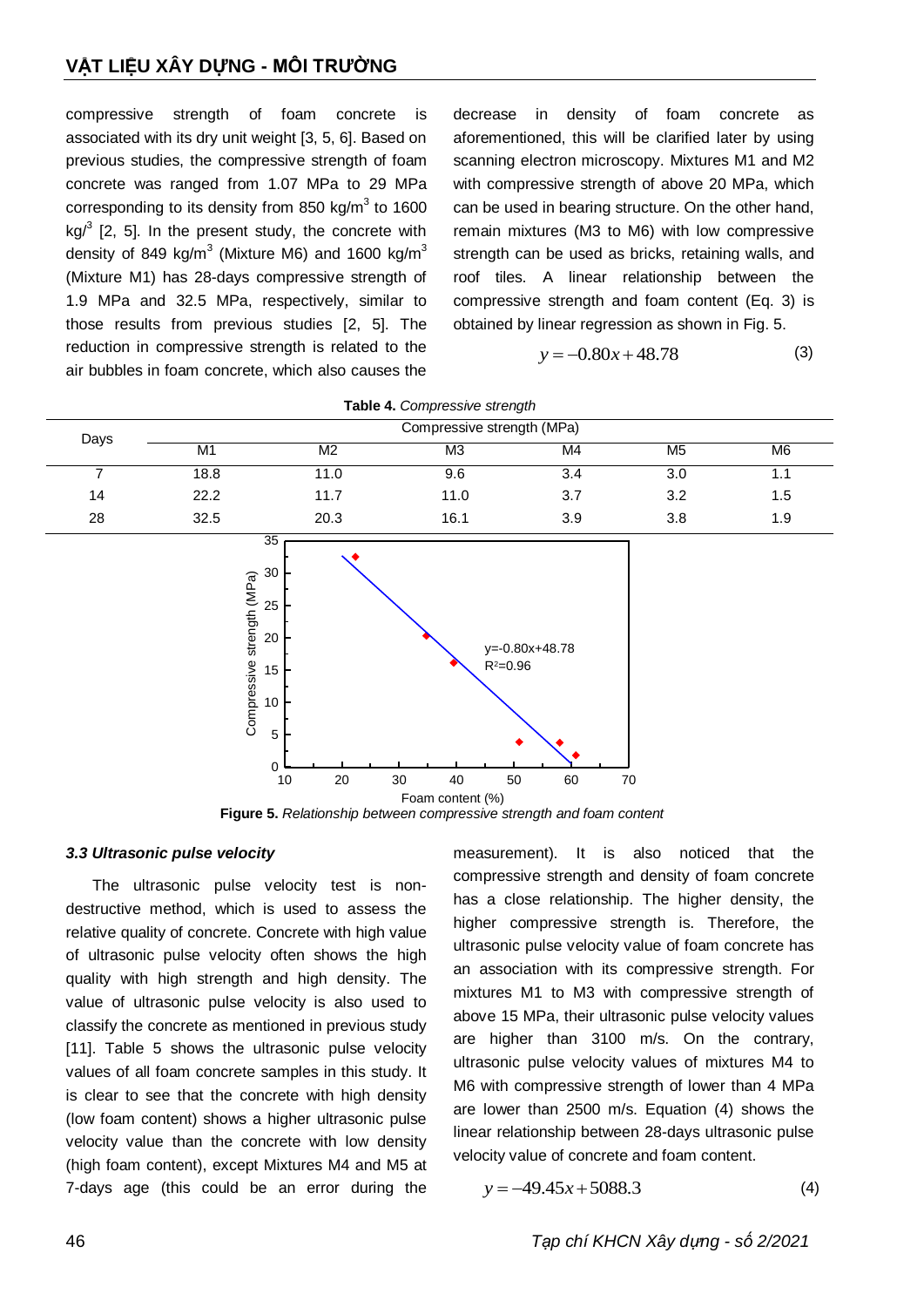compressive strength of foam concrete is associated with its dry unit weight [3, 5, 6]. Based on previous studies, the compressive strength of foam concrete was ranged from 1.07 MPa to 29 MPa corresponding to its density from 850 kg/m$^3$ to 1600 kg/$^3$ [2, 5]. In the present study, the concrete with density of 849 kg/m$^3$ (Mixture M6) and 1600 kg/m$^3$ (Mixture M1) has 28-days compressive strength of 1.9 MPa and 32.5 MPa, respectively, similar to those results from previous studies [2, 5]. The reduction in compressive strength is related to the air bubbles in foam concrete, which also causes the decrease in density of foam concrete as aforementioned, this will be clarified later by using scanning electron microscopy. Mixtures M1 and M2 with compressive strength of above 20 MPa, which can be used in bearing structure. On the other hand, remain mixtures (M3 to M6) with low compressive strength can be used as bricks, retaining walls, and roof tiles. A linear relationship between the compressive strength and foam content (Eq. 3) is obtained by linear regression as shown in Fig. 5.

$$y = -0.80x + 48.78 \tag{3}$$

**Table 4.** *Compressive strength*

| Days | Compressive strength (MPa) | | | | | |
|---|---|---|---|---|---|---|
| | M1 | M2 | M3 | M4 | M5 | M6 |
| 7 | 18.8 | 11.0 | 9.6 | 3.4 | 3.0 | 1.1 |
| 14 | 22.2 | 11.7 | 11.0 | 3.7 | 3.2 | 1.5 |
| 28 | 32.5 | 20.3 | 16.1 | 3.9 | 3.8 | 1.9 |

**Figure 5.** *Relationship between compressive strength and foam content*

### *3.3 Ultrasonic pulse velocity*

The ultrasonic pulse velocity test is non-destructive method, which is used to assess the relative quality of concrete. Concrete with high value of ultrasonic pulse velocity often shows the high quality with high strength and high density. The value of ultrasonic pulse velocity is also used to classify the concrete as mentioned in previous study [11]. Table 5 shows the ultrasonic pulse velocity values of all foam concrete samples in this study. It is clear to see that the concrete with high density (low foam content) shows a higher ultrasonic pulse velocity value than the concrete with low density (high foam content), except Mixtures M4 and M5 at 7-days age (this could be an error during the measurement). It is also noticed that the compressive strength and density of foam concrete has a close relationship. The higher density, the higher compressive strength is. Therefore, the ultrasonic pulse velocity value of foam concrete has an association with its compressive strength. For mixtures M1 to M3 with compressive strength of above 15 MPa, their ultrasonic pulse velocity values are higher than 3100 m/s. On the contrary, ultrasonic pulse velocity values of mixtures M4 to M6 with compressive strength of lower than 4 MPa are lower than 2500 m/s. Equation (4) shows the linear relationship between 28-days ultrasonic pulse velocity value of concrete and foam content.

$$y = -49.45x + 5088.3 \tag{4}$$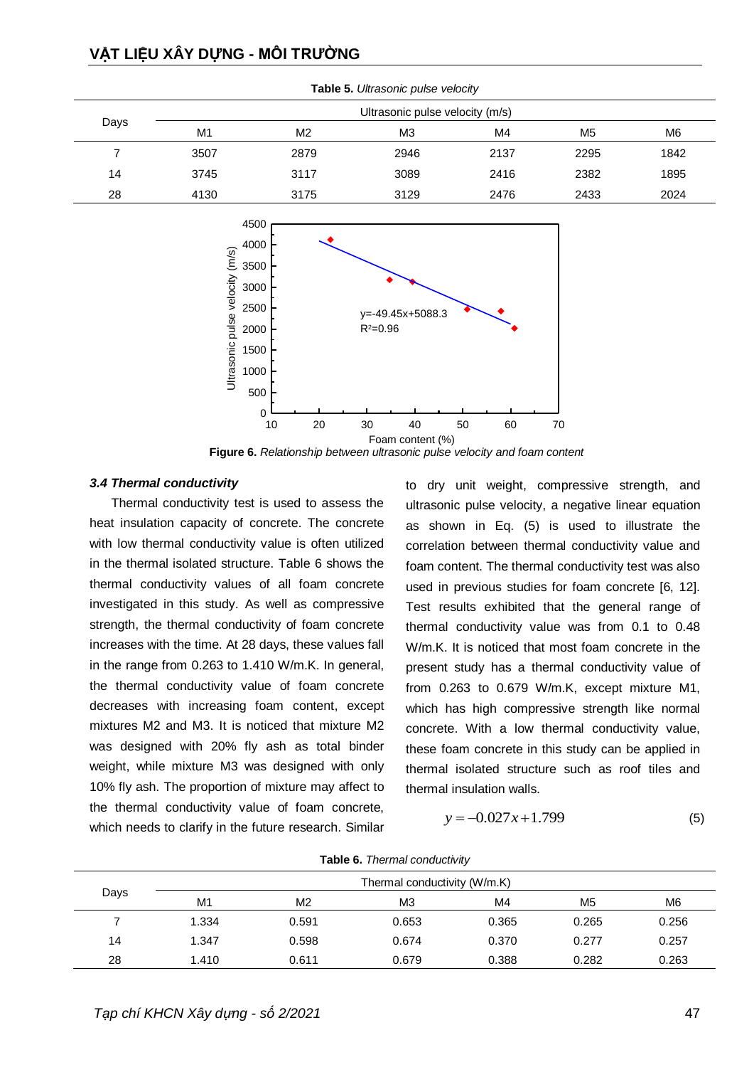**Table 5.** *Ultrasonic pulse velocity*

| Days | Ultrasonic pulse velocity (m/s) | | | | | |
|---|---|---|---|---|---|---|
| | M1 | M2 | M3 | M4 | M5 | M6 |
| 7 | 3507 | 2879 | 2946 | 2137 | 2295 | 1842 |
| 14 | 3745 | 3117 | 3089 | 2416 | 2382 | 1895 |
| 28 | 4130 | 3175 | 3129 | 2476 | 2433 | 2024 |

**Figure 6.** *Relationship between ultrasonic pulse velocity and foam content*

### *3.4 Thermal conductivity*

Thermal conductivity test is used to assess the heat insulation capacity of concrete. The concrete with low thermal conductivity value is often utilized in the thermal isolated structure. Table 6 shows the thermal conductivity values of all foam concrete investigated in this study. As well as compressive strength, the thermal conductivity of foam concrete increases with the time. At 28 days, these values fall in the range from 0.263 to 1.410 W/m.K. In general, the thermal conductivity value of foam concrete decreases with increasing foam content, except mixtures M2 and M3. It is noticed that mixture M2 was designed with 20% fly ash as total binder weight, while mixture M3 was designed with only 10% fly ash. The proportion of mixture may affect to the thermal conductivity value of foam concrete, which needs to clarify in the future research. Similar to dry unit weight, compressive strength, and ultrasonic pulse velocity, a negative linear equation as shown in Eq. (5) is used to illustrate the correlation between thermal conductivity value and foam content. The thermal conductivity test was also used in previous studies for foam concrete [6, 12]. Test results exhibited that the general range of thermal conductivity value was from 0.1 to 0.48 W/m.K. It is noticed that most foam concrete in the present study has a thermal conductivity value of from 0.263 to 0.679 W/m.K, except mixture M1, which has high compressive strength like normal concrete. With a low thermal conductivity value, these foam concrete in this study can be applied in thermal isolated structure such as roof tiles and thermal insulation walls.

$$y = -0.027x + 1.799 \tag{5}$$

**Table 6.** *Thermal conductivity*

| Days | Thermal conductivity (W/m.K) | | | | | |
|---|---|---|---|---|---|---|
| | M1 | M2 | M3 | M4 | M5 | M6 |
| 7 | 1.334 | 0.591 | 0.653 | 0.365 | 0.265 | 0.256 |
| 14 | 1.347 | 0.598 | 0.674 | 0.370 | 0.277 | 0.257 |
| 28 | 1.410 | 0.611 | 0.679 | 0.388 | 0.282 | 0.263 |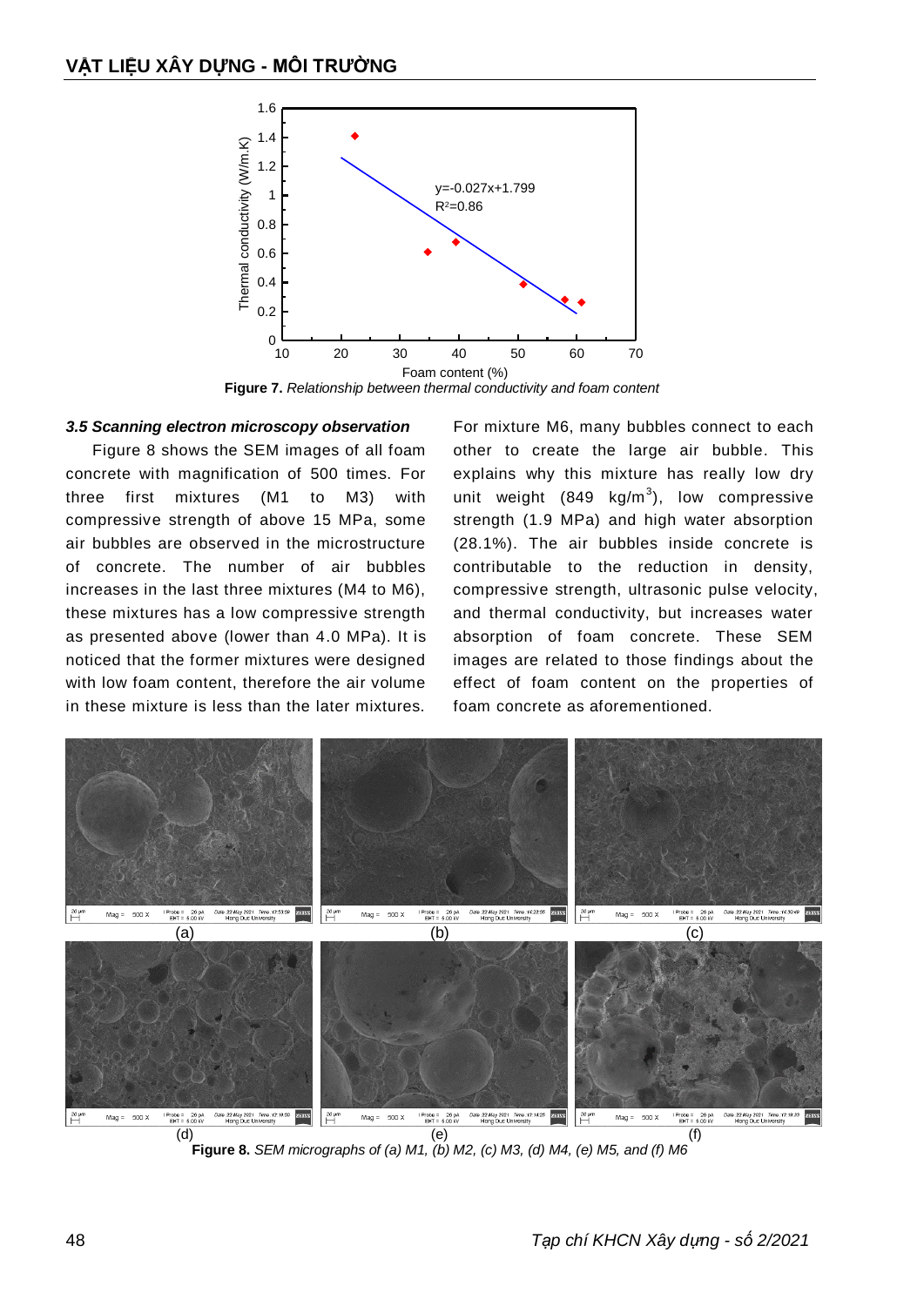**Figure 7.** *Relationship between thermal conductivity and foam content*

### *3.5 Scanning electron microscopy observation*

Figure 8 shows the SEM images of all foam concrete with magnification of 500 times. For three first mixtures (M1 to M3) with compressive strength of above 15 MPa, some air bubbles are observed in the microstructure of concrete. The number of air bubbles increases in the last three mixtures (M4 to M6), these mixtures has a low compressive strength as presented above (lower than 4.0 MPa). It is noticed that the former mixtures were designed with low foam content, therefore the air volume in these mixture is less than the later mixtures. For mixture M6, many bubbles connect to each other to create the large air bubble. This explains why this mixture has really low dry unit weight (849 kg/m$^3$), low compressive strength (1.9 MPa) and high water absorption (28.1%). The air bubbles inside concrete is contributable to the reduction in density, compressive strength, ultrasonic pulse velocity, and thermal conductivity, but increases water absorption of foam concrete. These SEM images are related to those findings about the effect of foam content on the properties of foam concrete as aforementioned.

**Figure 8.** *SEM micrographs of (a) M1, (b) M2, (c) M3, (d) M4, (e) M5, and (f) M6*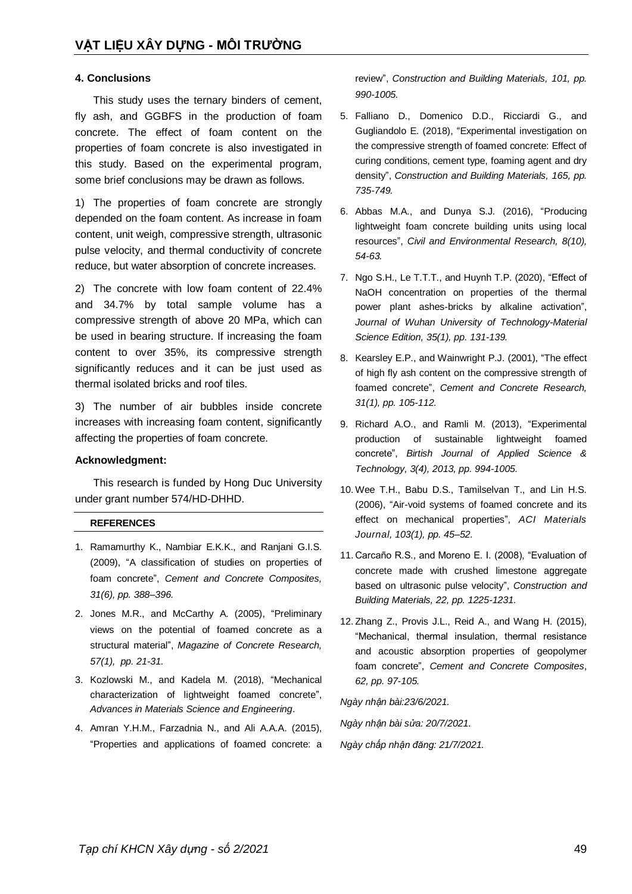## 4. Conclusions

This study uses the ternary binders of cement, fly ash, and GGBFS in the production of foam concrete. The effect of foam content on the properties of foam concrete is also investigated in this study. Based on the experimental program, some brief conclusions may be drawn as follows.

1) The properties of foam concrete are strongly depended on the foam content. As increase in foam content, unit weigh, compressive strength, ultrasonic pulse velocity, and thermal conductivity of concrete reduce, but water absorption of concrete increases.

2) The concrete with low foam content of 22.4% and 34.7% by total sample volume has a compressive strength of above 20 MPa, which can be used in bearing structure. If increasing the foam content to over 35%, its compressive strength significantly reduces and it can be just used as thermal isolated bricks and roof tiles.

3) The number of air bubbles inside concrete increases with increasing foam content, significantly affecting the properties of foam concrete.

**Acknowledgment:**

This research is funded by Hong Duc University under grant number 574/HD-DHHD.

**REFERENCES**

1. Ramamurthy K., Nambiar E.K.K., and Ranjani G.I.S. (2009), "A classification of studies on properties of foam concrete", *Cement and Concrete Composites, 31(6), pp. 388–396.*
2. Jones M.R., and McCarthy A. (2005), "Preliminary views on the potential of foamed concrete as a structural material", *Magazine of Concrete Research, 57(1), pp. 21-31.*
3. Kozlowski M., and Kadela M. (2018), "Mechanical characterization of lightweight foamed concrete", *Advances in Materials Science and Engineering*.
4. Amran Y.H.M., Farzadnia N., and Ali A.A.A. (2015), "Properties and applications of foamed concrete: a review", *Construction and Building Materials, 101, pp. 990-1005.*
5. Falliano D., Domenico D.D., Ricciardi G., and Gugliandolo E. (2018), "Experimental investigation on the compressive strength of foamed concrete: Effect of curing conditions, cement type, foaming agent and dry density", *Construction and Building Materials, 165, pp. 735-749.*
6. Abbas M.A., and Dunya S.J. (2016), "Producing lightweight foam concrete building units using local resources", *Civil and Environmental Research, 8(10), 54-63.*
7. Ngo S.H., Le T.T.T., and Huynh T.P. (2020), "Effect of NaOH concentration on properties of the thermal power plant ashes-bricks by alkaline activation", *Journal of Wuhan University of Technology-Material Science Edition, 35(1), pp. 131-139.*
8. Kearsley E.P., and Wainwright P.J. (2001), "The effect of high fly ash content on the compressive strength of foamed concrete", *Cement and Concrete Research, 31(1), pp. 105-112.*
9. Richard A.O., and Ramli M. (2013), "Experimental production of sustainable lightweight foamed concrete", *Birtish Journal of Applied Science & Technology, 3(4), 2013, pp. 994-1005.*
10. Wee T.H., Babu D.S., Tamilselvan T., and Lin H.S. (2006), "Air-void systems of foamed concrete and its effect on mechanical properties", *ACI Materials Journal, 103(1), pp. 45–52.*
11. Carcaño R.S., and Moreno E. I. (2008), "Evaluation of concrete made with crushed limestone aggregate based on ultrasonic pulse velocity", *Construction and Building Materials, 22, pp. 1225-1231.*
12. Zhang Z., Provis J.L., Reid A., and Wang H. (2015), "Mechanical, thermal insulation, thermal resistance and acoustic absorption properties of geopolymer foam concrete", *Cement and Concrete Composites*, *62, pp. 97-105.*

*Ngày nhận bài:23/6/2021.*

*Ngày nhận bài sửa: 20/7/2021.*

*Ngày chấp nhận đăng: 21/7/2021.*